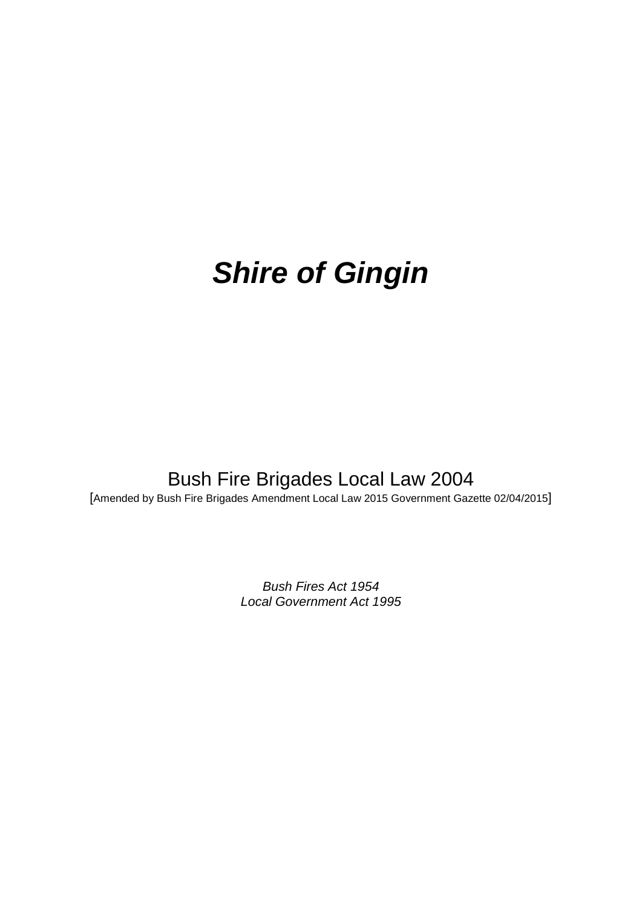# ***Shire of Gingin***

Bush Fire Brigades Local Law 2004

[Amended by Bush Fire Brigades Amendment Local Law 2015 Government Gazette 02/04/2015]

*Bush Fires Act 1954*
*Local Government Act 1995*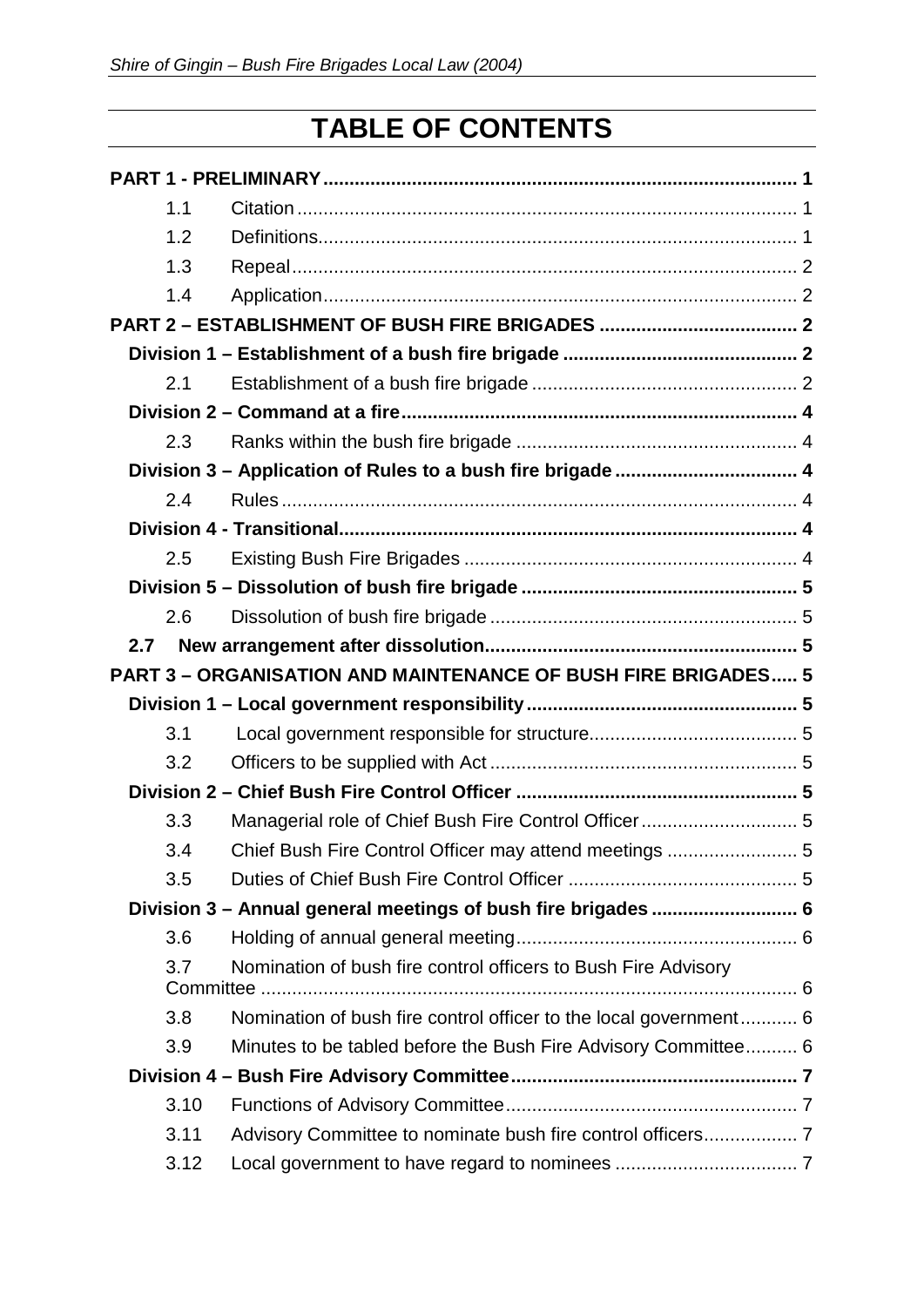# TABLE OF CONTENTS

| | | |
|---|---|---|
| **PART 1 - PRELIMINARY** | | **1** |
| 1.1 | Citation | 1 |
| 1.2 | Definitions | 1 |
| 1.3 | Repeal | 2 |
| 1.4 | Application | 2 |
| **PART 2 – ESTABLISHMENT OF BUSH FIRE BRIGADES** | | **2** |
| **Division 1 – Establishment of a bush fire brigade** | | **2** |
| 2.1 | Establishment of a bush fire brigade | 2 |
| **Division 2 – Command at a fire** | | **4** |
| 2.3 | Ranks within the bush fire brigade | 4 |
| **Division 3 – Application of Rules to a bush fire brigade** | | **4** |
| 2.4 | Rules | 4 |
| **Division 4 - Transitional** | | **4** |
| 2.5 | Existing Bush Fire Brigades | 4 |
| **Division 5 – Dissolution of bush fire brigade** | | **5** |
| 2.6 | Dissolution of bush fire brigade | 5 |
| **2.7** | **New arrangement after dissolution** | **5** |
| **PART 3 – ORGANISATION AND MAINTENANCE OF BUSH FIRE BRIGADES** | | **5** |
| **Division 1 – Local government responsibility** | | **5** |
| 3.1 | Local government responsible for structure | 5 |
| 3.2 | Officers to be supplied with Act | 5 |
| **Division 2 – Chief Bush Fire Control Officer** | | **5** |
| 3.3 | Managerial role of Chief Bush Fire Control Officer | 5 |
| 3.4 | Chief Bush Fire Control Officer may attend meetings | 5 |
| 3.5 | Duties of Chief Bush Fire Control Officer | 5 |
| **Division 3 – Annual general meetings of bush fire brigades** | | **6** |
| 3.6 | Holding of annual general meeting | 6 |
| 3.7 | Nomination of bush fire control officers to Bush Fire Advisory Committee | 6 |
| 3.8 | Nomination of bush fire control officer to the local government | 6 |
| 3.9 | Minutes to be tabled before the Bush Fire Advisory Committee | 6 |
| **Division 4 – Bush Fire Advisory Committee** | | **7** |
| 3.10 | Functions of Advisory Committee | 7 |
| 3.11 | Advisory Committee to nominate bush fire control officers | 7 |
| 3.12 | Local government to have regard to nominees | 7 |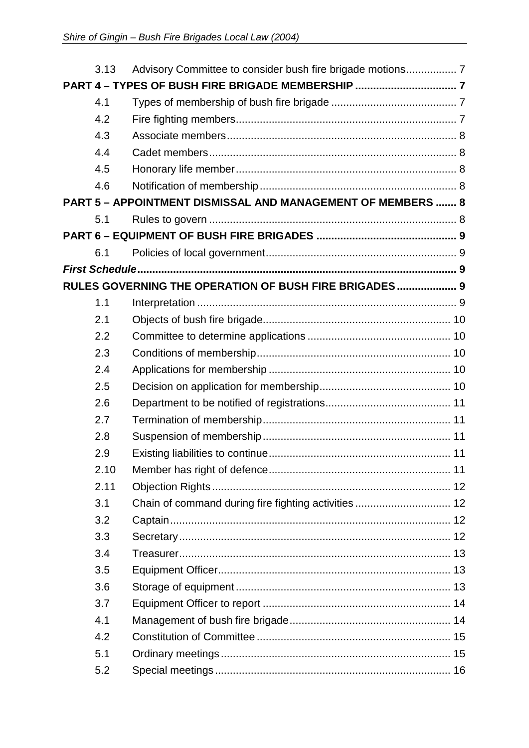| | | |
|---|---|---|
| 3.13 | Advisory Committee to consider bush fire brigade motions | 7 |
| **PART 4 – TYPES OF BUSH FIRE BRIGADE MEMBERSHIP** | | **7** |
| 4.1 | Types of membership of bush fire brigade | 7 |
| 4.2 | Fire fighting members | 7 |
| 4.3 | Associate members | 8 |
| 4.4 | Cadet members | 8 |
| 4.5 | Honorary life member | 8 |
| 4.6 | Notification of membership | 8 |
| **PART 5 – APPOINTMENT DISMISSAL AND MANAGEMENT OF MEMBERS** | | **8** |
| 5.1 | Rules to govern | 8 |
| **PART 6 – EQUIPMENT OF BUSH FIRE BRIGADES** | | **9** |
| 6.1 | Policies of local government | 9 |
| ***First Schedule*** | | **9** |
| **RULES GOVERNING THE OPERATION OF BUSH FIRE BRIGADES** | | **9** |
| 1.1 | Interpretation | 9 |
| 2.1 | Objects of bush fire brigade | 10 |
| 2.2 | Committee to determine applications | 10 |
| 2.3 | Conditions of membership | 10 |
| 2.4 | Applications for membership | 10 |
| 2.5 | Decision on application for membership | 10 |
| 2.6 | Department to be notified of registrations | 11 |
| 2.7 | Termination of membership | 11 |
| 2.8 | Suspension of membership | 11 |
| 2.9 | Existing liabilities to continue | 11 |
| 2.10 | Member has right of defence | 11 |
| 2.11 | Objection Rights | 12 |
| 3.1 | Chain of command during fire fighting activities | 12 |
| 3.2 | Captain | 12 |
| 3.3 | Secretary | 12 |
| 3.4 | Treasurer | 13 |
| 3.5 | Equipment Officer | 13 |
| 3.6 | Storage of equipment | 13 |
| 3.7 | Equipment Officer to report | 14 |
| 4.1 | Management of bush fire brigade | 14 |
| 4.2 | Constitution of Committee | 15 |
| 5.1 | Ordinary meetings | 15 |
| 5.2 | Special meetings | 16 |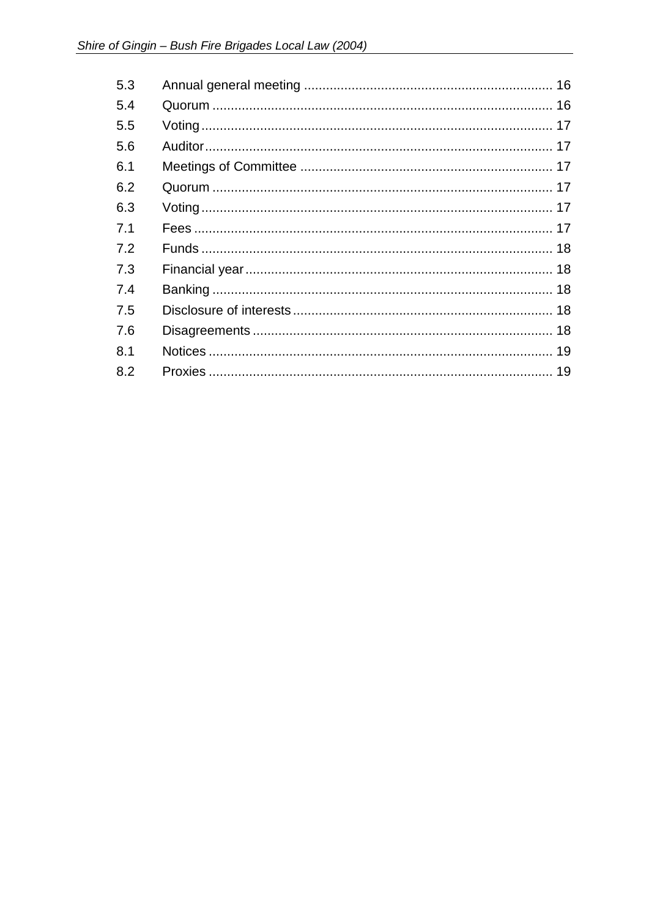| | | |
|---|---|---|
| 5.3 | Annual general meeting | 16 |
| 5.4 | Quorum | 16 |
| 5.5 | Voting | 17 |
| 5.6 | Auditor | 17 |
| 6.1 | Meetings of Committee | 17 |
| 6.2 | Quorum | 17 |
| 6.3 | Voting | 17 |
| 7.1 | Fees | 17 |
| 7.2 | Funds | 18 |
| 7.3 | Financial year | 18 |
| 7.4 | Banking | 18 |
| 7.5 | Disclosure of interests | 18 |
| 7.6 | Disagreements | 18 |
| 8.1 | Notices | 19 |
| 8.2 | Proxies | 19 |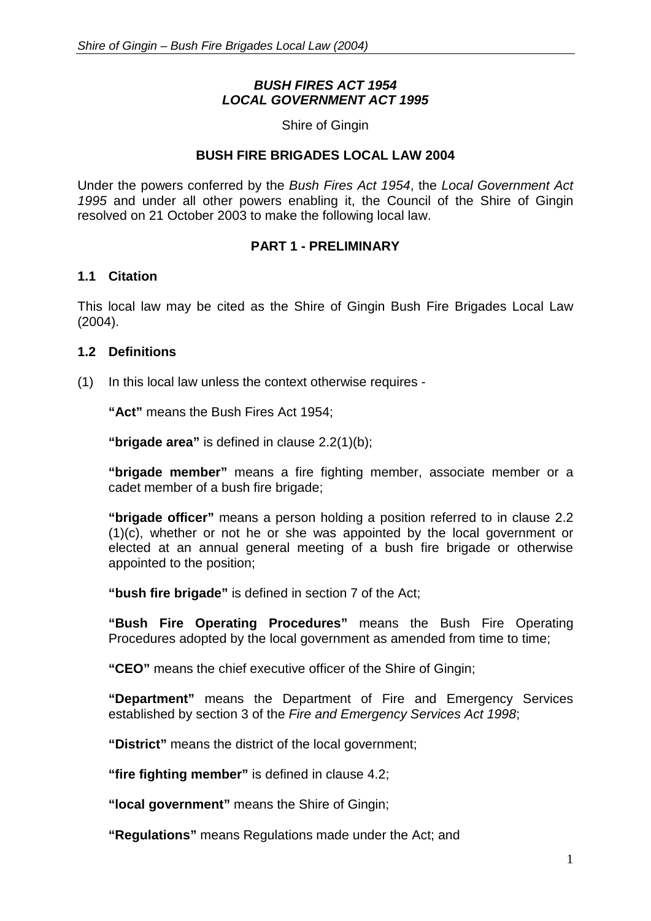***BUSH FIRES ACT 1954***
***LOCAL GOVERNMENT ACT 1995***

Shire of Gingin

**BUSH FIRE BRIGADES LOCAL LAW 2004**

Under the powers conferred by the *Bush Fires Act 1954*, the *Local Government Act 1995* and under all other powers enabling it, the Council of the Shire of Gingin resolved on 21 October 2003 to make the following local law.

## PART 1 - PRELIMINARY

### 1.1 Citation

This local law may be cited as the Shire of Gingin Bush Fire Brigades Local Law (2004).

### 1.2 Definitions

(1) In this local law unless the context otherwise requires -

**"Act"** means the Bush Fires Act 1954;

**"brigade area"** is defined in clause 2.2(1)(b);

**"brigade member"** means a fire fighting member, associate member or a cadet member of a bush fire brigade;

**"brigade officer"** means a person holding a position referred to in clause 2.2 (1)(c), whether or not he or she was appointed by the local government or elected at an annual general meeting of a bush fire brigade or otherwise appointed to the position;

**"bush fire brigade"** is defined in section 7 of the Act;

**"Bush Fire Operating Procedures"** means the Bush Fire Operating Procedures adopted by the local government as amended from time to time;

**"CEO"** means the chief executive officer of the Shire of Gingin;

**"Department"** means the Department of Fire and Emergency Services established by section 3 of the *Fire and Emergency Services Act 1998*;

**"District"** means the district of the local government;

**"fire fighting member"** is defined in clause 4.2;

**"local government"** means the Shire of Gingin;

**"Regulations"** means Regulations made under the Act; and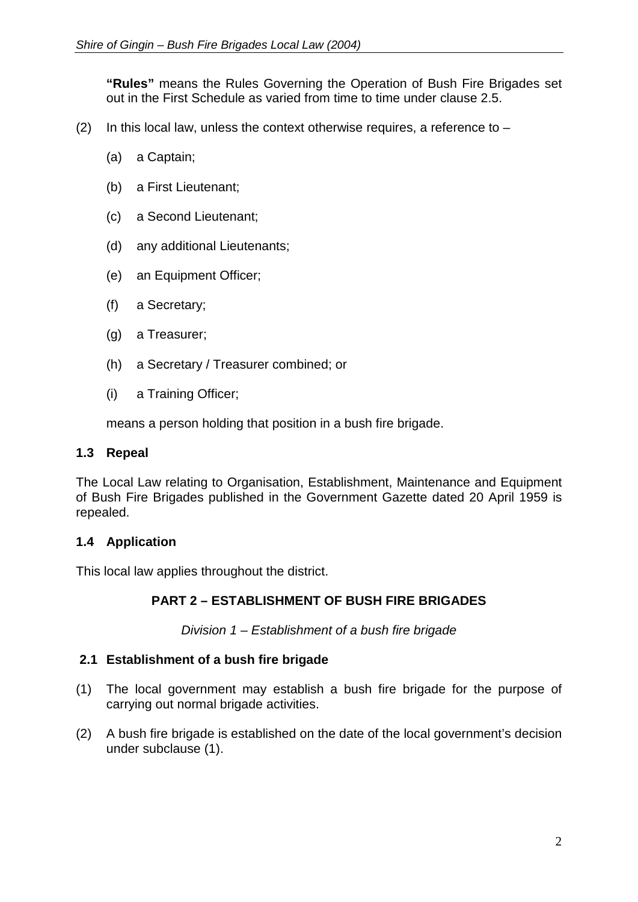**"Rules"** means the Rules Governing the Operation of Bush Fire Brigades set out in the First Schedule as varied from time to time under clause 2.5.

(2) In this local law, unless the context otherwise requires, a reference to –

(a) a Captain;

(b) a First Lieutenant;

(c) a Second Lieutenant;

(d) any additional Lieutenants;

(e) an Equipment Officer;

(f) a Secretary;

(g) a Treasurer;

(h) a Secretary / Treasurer combined; or

(i) a Training Officer;

means a person holding that position in a bush fire brigade.

### 1.3 Repeal

The Local Law relating to Organisation, Establishment, Maintenance and Equipment of Bush Fire Brigades published in the Government Gazette dated 20 April 1959 is repealed.

### 1.4 Application

This local law applies throughout the district.

## PART 2 – ESTABLISHMENT OF BUSH FIRE BRIGADES

*Division 1 – Establishment of a bush fire brigade*

### 2.1 Establishment of a bush fire brigade

(1) The local government may establish a bush fire brigade for the purpose of carrying out normal brigade activities.

(2) A bush fire brigade is established on the date of the local government's decision under subclause (1).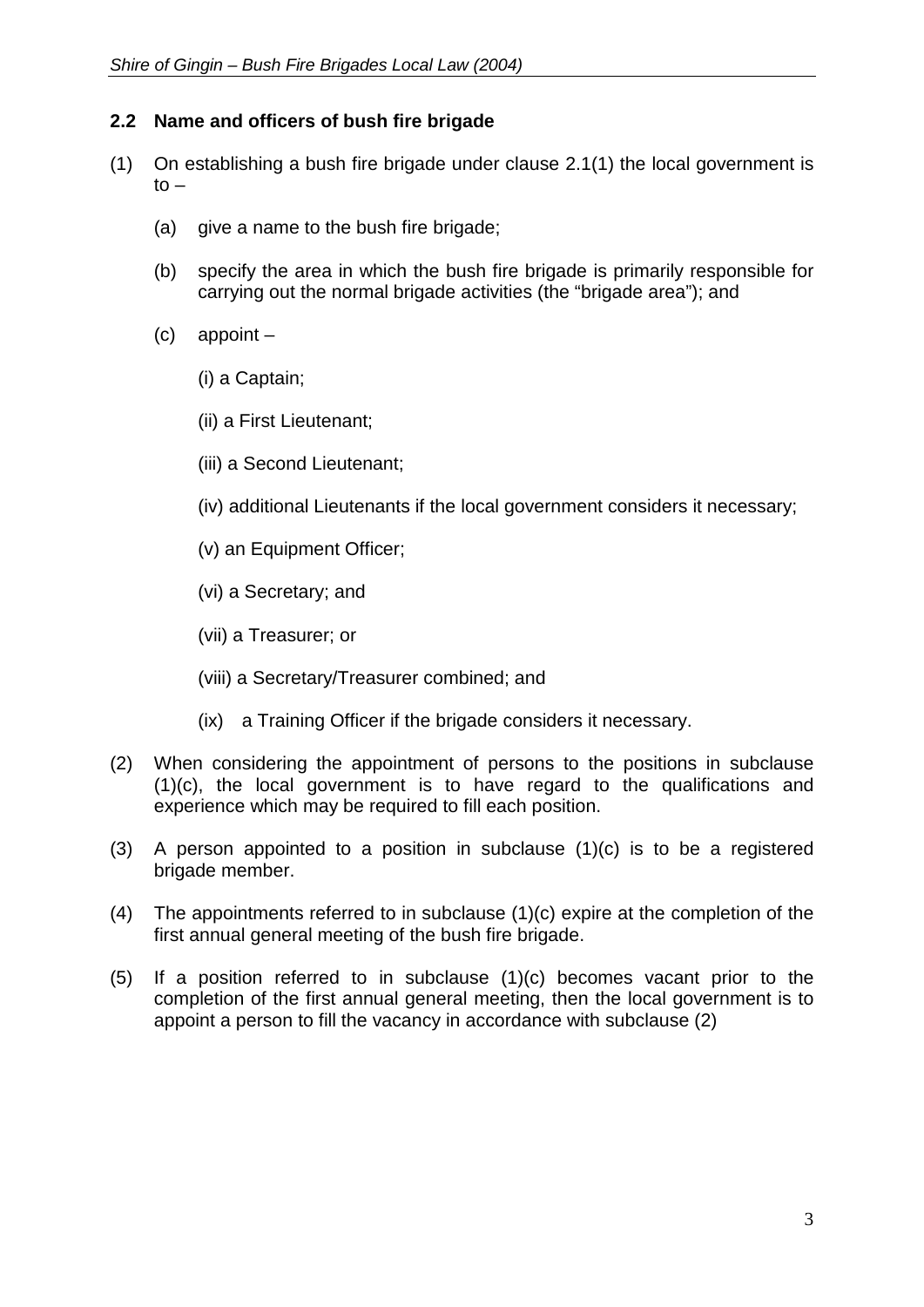## 2.2 Name and officers of bush fire brigade

(1) On establishing a bush fire brigade under clause 2.1(1) the local government is to –

   (a) give a name to the bush fire brigade;

   (b) specify the area in which the bush fire brigade is primarily responsible for carrying out the normal brigade activities (the "brigade area"); and

   (c) appoint –

      (i) a Captain;

      (ii) a First Lieutenant;

      (iii) a Second Lieutenant;

      (iv) additional Lieutenants if the local government considers it necessary;

      (v) an Equipment Officer;

      (vi) a Secretary; and

      (vii) a Treasurer; or

      (viii) a Secretary/Treasurer combined; and

      (ix) a Training Officer if the brigade considers it necessary.

(2) When considering the appointment of persons to the positions in subclause (1)(c), the local government is to have regard to the qualifications and experience which may be required to fill each position.

(3) A person appointed to a position in subclause (1)(c) is to be a registered brigade member.

(4) The appointments referred to in subclause (1)(c) expire at the completion of the first annual general meeting of the bush fire brigade.

(5) If a position referred to in subclause (1)(c) becomes vacant prior to the completion of the first annual general meeting, then the local government is to appoint a person to fill the vacancy in accordance with subclause (2)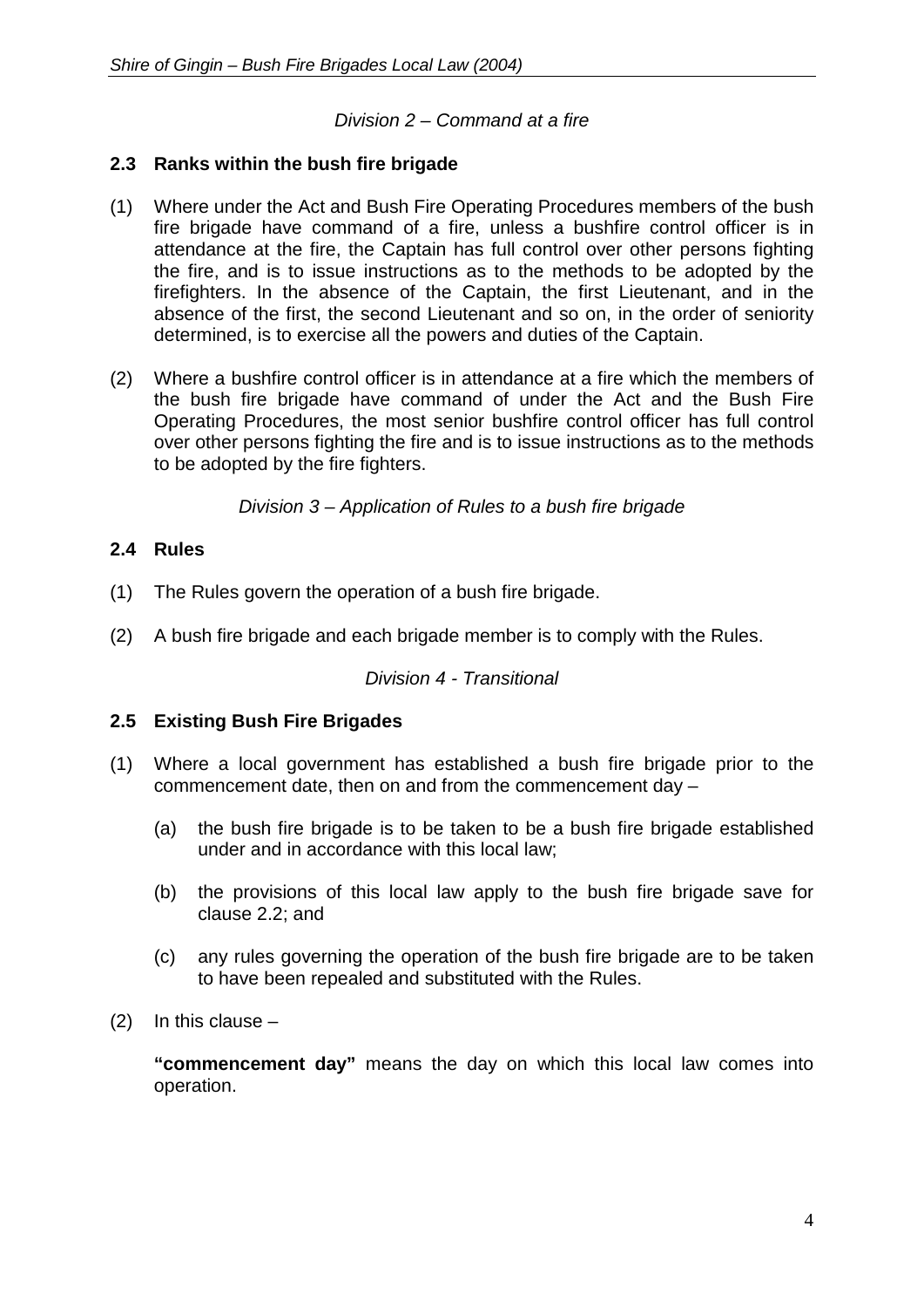*Division 2 – Command at a fire*

### 2.3 Ranks within the bush fire brigade

(1) Where under the Act and Bush Fire Operating Procedures members of the bush fire brigade have command of a fire, unless a bushfire control officer is in attendance at the fire, the Captain has full control over other persons fighting the fire, and is to issue instructions as to the methods to be adopted by the firefighters. In the absence of the Captain, the first Lieutenant, and in the absence of the first, the second Lieutenant and so on, in the order of seniority determined, is to exercise all the powers and duties of the Captain.

(2) Where a bushfire control officer is in attendance at a fire which the members of the bush fire brigade have command of under the Act and the Bush Fire Operating Procedures, the most senior bushfire control officer has full control over other persons fighting the fire and is to issue instructions as to the methods to be adopted by the fire fighters.

*Division 3 – Application of Rules to a bush fire brigade*

### 2.4 Rules

(1) The Rules govern the operation of a bush fire brigade.

(2) A bush fire brigade and each brigade member is to comply with the Rules.

*Division 4 - Transitional*

### 2.5 Existing Bush Fire Brigades

(1) Where a local government has established a bush fire brigade prior to the commencement date, then on and from the commencement day –

   (a) the bush fire brigade is to be taken to be a bush fire brigade established under and in accordance with this local law;

   (b) the provisions of this local law apply to the bush fire brigade save for clause 2.2; and

   (c) any rules governing the operation of the bush fire brigade are to be taken to have been repealed and substituted with the Rules.

(2) In this clause –

**"commencement day"** means the day on which this local law comes into operation.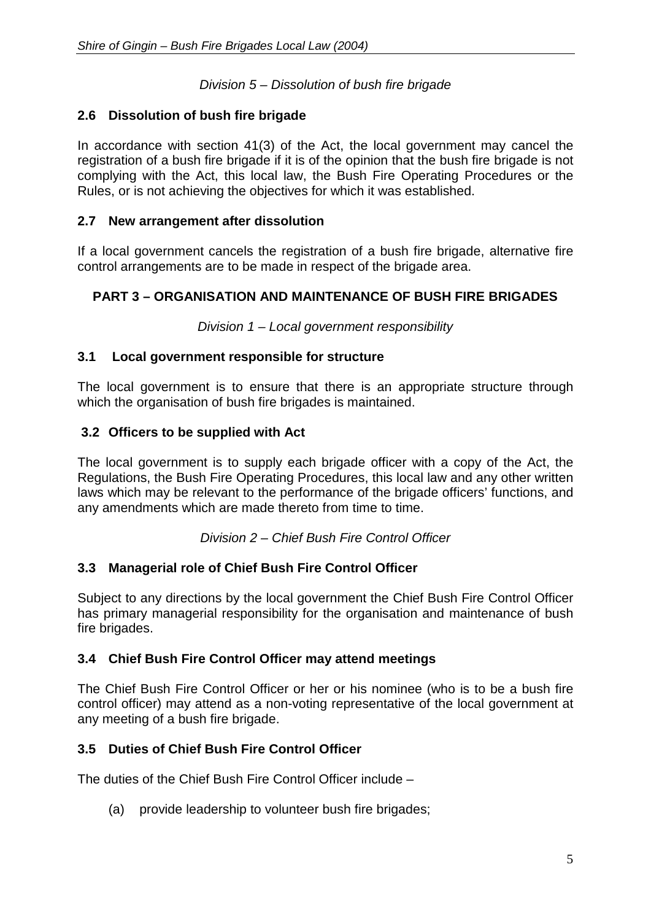*Division 5 – Dissolution of bush fire brigade*

### 2.6 Dissolution of bush fire brigade

In accordance with section 41(3) of the Act, the local government may cancel the registration of a bush fire brigade if it is of the opinion that the bush fire brigade is not complying with the Act, this local law, the Bush Fire Operating Procedures or the Rules, or is not achieving the objectives for which it was established.

### 2.7 New arrangement after dissolution

If a local government cancels the registration of a bush fire brigade, alternative fire control arrangements are to be made in respect of the brigade area.

## PART 3 – ORGANISATION AND MAINTENANCE OF BUSH FIRE BRIGADES

*Division 1 – Local government responsibility*

### 3.1 Local government responsible for structure

The local government is to ensure that there is an appropriate structure through which the organisation of bush fire brigades is maintained.

### 3.2 Officers to be supplied with Act

The local government is to supply each brigade officer with a copy of the Act, the Regulations, the Bush Fire Operating Procedures, this local law and any other written laws which may be relevant to the performance of the brigade officers' functions, and any amendments which are made thereto from time to time.

*Division 2 – Chief Bush Fire Control Officer*

### 3.3 Managerial role of Chief Bush Fire Control Officer

Subject to any directions by the local government the Chief Bush Fire Control Officer has primary managerial responsibility for the organisation and maintenance of bush fire brigades.

### 3.4 Chief Bush Fire Control Officer may attend meetings

The Chief Bush Fire Control Officer or her or his nominee (who is to be a bush fire control officer) may attend as a non-voting representative of the local government at any meeting of a bush fire brigade.

### 3.5 Duties of Chief Bush Fire Control Officer

The duties of the Chief Bush Fire Control Officer include –

(a) provide leadership to volunteer bush fire brigades;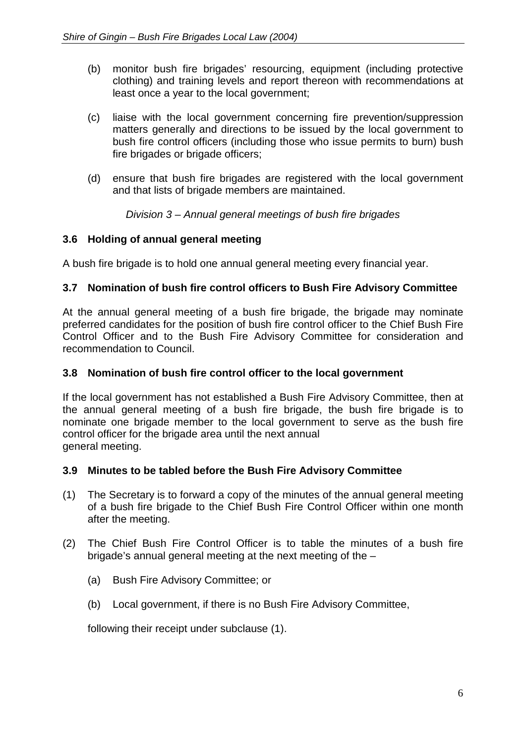(b) monitor bush fire brigades' resourcing, equipment (including protective clothing) and training levels and report thereon with recommendations at least once a year to the local government;

(c) liaise with the local government concerning fire prevention/suppression matters generally and directions to be issued by the local government to bush fire control officers (including those who issue permits to burn) bush fire brigades or brigade officers;

(d) ensure that bush fire brigades are registered with the local government and that lists of brigade members are maintained.

*Division 3 – Annual general meetings of bush fire brigades*

**3.6 Holding of annual general meeting**

A bush fire brigade is to hold one annual general meeting every financial year.

**3.7 Nomination of bush fire control officers to Bush Fire Advisory Committee**

At the annual general meeting of a bush fire brigade, the brigade may nominate preferred candidates for the position of bush fire control officer to the Chief Bush Fire Control Officer and to the Bush Fire Advisory Committee for consideration and recommendation to Council.

**3.8 Nomination of bush fire control officer to the local government**

If the local government has not established a Bush Fire Advisory Committee, then at the annual general meeting of a bush fire brigade, the bush fire brigade is to nominate one brigade member to the local government to serve as the bush fire control officer for the brigade area until the next annual general meeting.

**3.9 Minutes to be tabled before the Bush Fire Advisory Committee**

(1) The Secretary is to forward a copy of the minutes of the annual general meeting of a bush fire brigade to the Chief Bush Fire Control Officer within one month after the meeting.

(2) The Chief Bush Fire Control Officer is to table the minutes of a bush fire brigade's annual general meeting at the next meeting of the –

(a) Bush Fire Advisory Committee; or

(b) Local government, if there is no Bush Fire Advisory Committee,

following their receipt under subclause (1).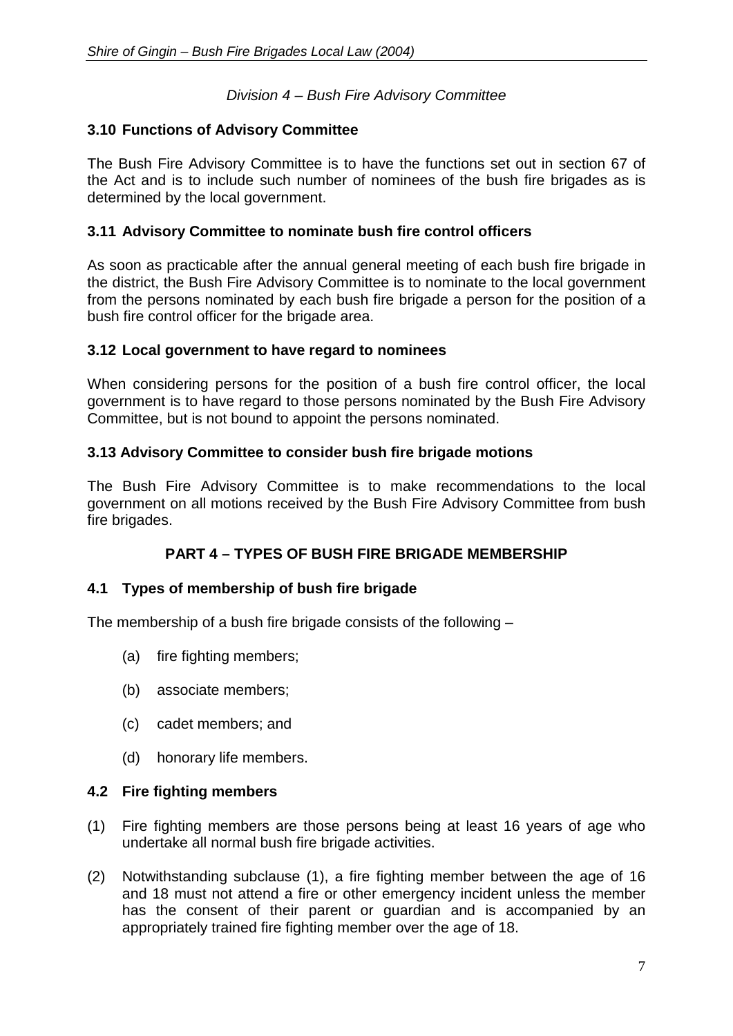*Division 4 – Bush Fire Advisory Committee*

### 3.10 Functions of Advisory Committee

The Bush Fire Advisory Committee is to have the functions set out in section 67 of the Act and is to include such number of nominees of the bush fire brigades as is determined by the local government.

### 3.11 Advisory Committee to nominate bush fire control officers

As soon as practicable after the annual general meeting of each bush fire brigade in the district, the Bush Fire Advisory Committee is to nominate to the local government from the persons nominated by each bush fire brigade a person for the position of a bush fire control officer for the brigade area.

### 3.12 Local government to have regard to nominees

When considering persons for the position of a bush fire control officer, the local government is to have regard to those persons nominated by the Bush Fire Advisory Committee, but is not bound to appoint the persons nominated.

### 3.13 Advisory Committee to consider bush fire brigade motions

The Bush Fire Advisory Committee is to make recommendations to the local government on all motions received by the Bush Fire Advisory Committee from bush fire brigades.

## PART 4 – TYPES OF BUSH FIRE BRIGADE MEMBERSHIP

### 4.1 Types of membership of bush fire brigade

The membership of a bush fire brigade consists of the following –

(a) fire fighting members;

(b) associate members;

(c) cadet members; and

(d) honorary life members.

### 4.2 Fire fighting members

(1) Fire fighting members are those persons being at least 16 years of age who undertake all normal bush fire brigade activities.

(2) Notwithstanding subclause (1), a fire fighting member between the age of 16 and 18 must not attend a fire or other emergency incident unless the member has the consent of their parent or guardian and is accompanied by an appropriately trained fire fighting member over the age of 18.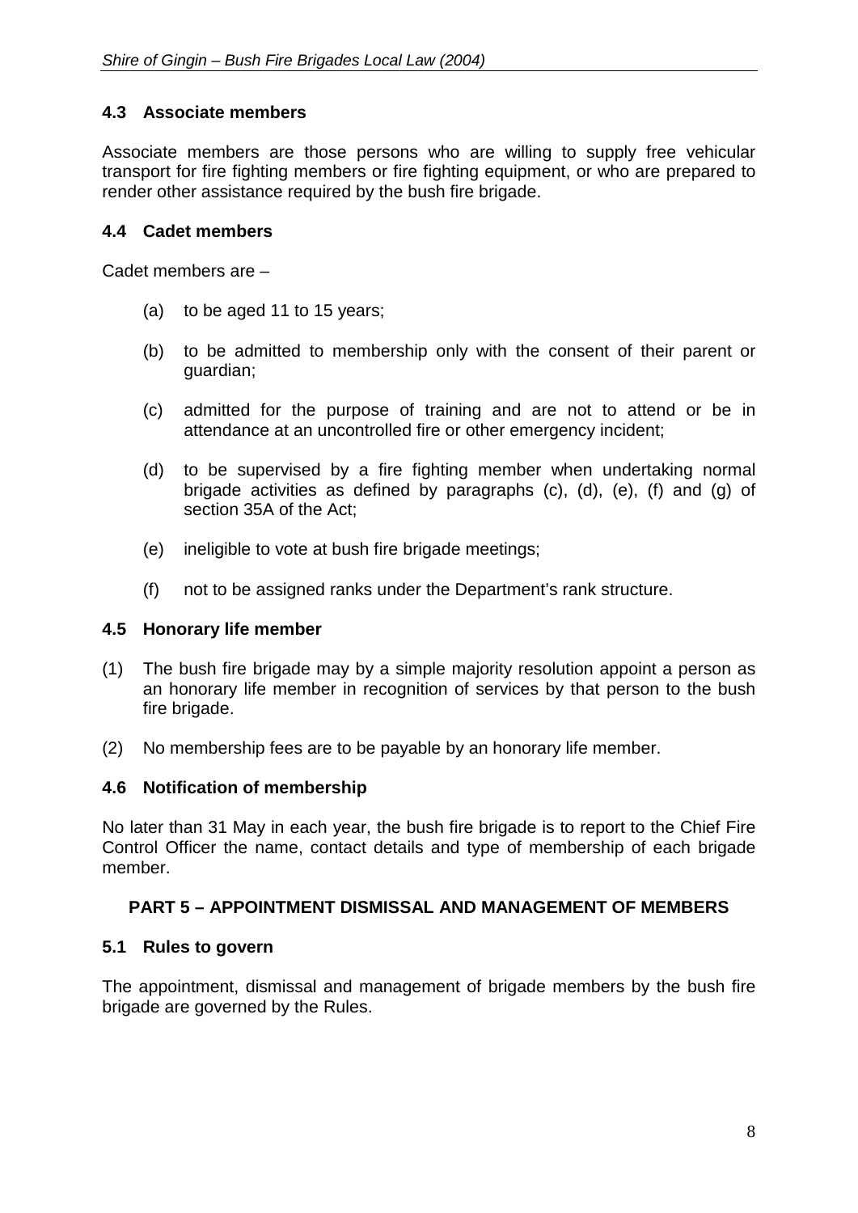### 4.3 Associate members

Associate members are those persons who are willing to supply free vehicular transport for fire fighting members or fire fighting equipment, or who are prepared to render other assistance required by the bush fire brigade.

### 4.4 Cadet members

Cadet members are –

(a) to be aged 11 to 15 years;

(b) to be admitted to membership only with the consent of their parent or guardian;

(c) admitted for the purpose of training and are not to attend or be in attendance at an uncontrolled fire or other emergency incident;

(d) to be supervised by a fire fighting member when undertaking normal brigade activities as defined by paragraphs (c), (d), (e), (f) and (g) of section 35A of the Act;

(e) ineligible to vote at bush fire brigade meetings;

(f) not to be assigned ranks under the Department's rank structure.

### 4.5 Honorary life member

(1) The bush fire brigade may by a simple majority resolution appoint a person as an honorary life member in recognition of services by that person to the bush fire brigade.

(2) No membership fees are to be payable by an honorary life member.

### 4.6 Notification of membership

No later than 31 May in each year, the bush fire brigade is to report to the Chief Fire Control Officer the name, contact details and type of membership of each brigade member.

## PART 5 – APPOINTMENT DISMISSAL AND MANAGEMENT OF MEMBERS

### 5.1 Rules to govern

The appointment, dismissal and management of brigade members by the bush fire brigade are governed by the Rules.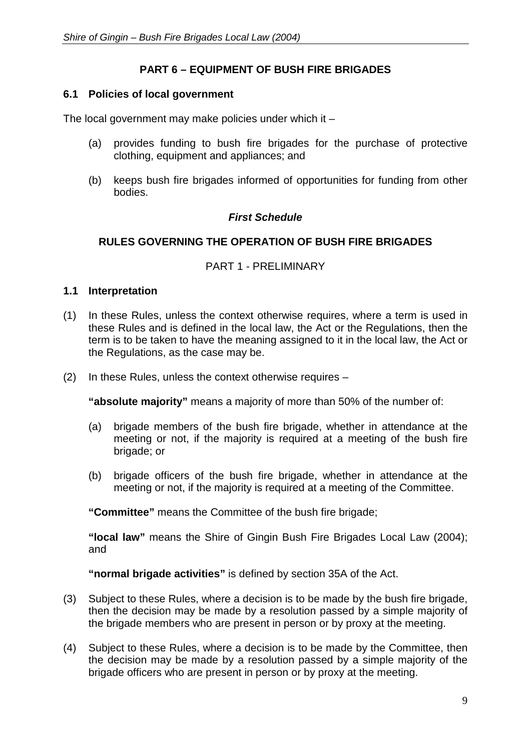## PART 6 – EQUIPMENT OF BUSH FIRE BRIGADES

### 6.1 Policies of local government

The local government may make policies under which it –

(a) provides funding to bush fire brigades for the purchase of protective clothing, equipment and appliances; and

(b) keeps bush fire brigades informed of opportunities for funding from other bodies.

***First Schedule***

## RULES GOVERNING THE OPERATION OF BUSH FIRE BRIGADES

PART 1 - PRELIMINARY

### 1.1 Interpretation

(1) In these Rules, unless the context otherwise requires, where a term is used in these Rules and is defined in the local law, the Act or the Regulations, then the term is to be taken to have the meaning assigned to it in the local law, the Act or the Regulations, as the case may be.

(2) In these Rules, unless the context otherwise requires –

**"absolute majority"** means a majority of more than 50% of the number of:

(a) brigade members of the bush fire brigade, whether in attendance at the meeting or not, if the majority is required at a meeting of the bush fire brigade; or

(b) brigade officers of the bush fire brigade, whether in attendance at the meeting or not, if the majority is required at a meeting of the Committee.

**"Committee"** means the Committee of the bush fire brigade;

**"local law"** means the Shire of Gingin Bush Fire Brigades Local Law (2004); and

**"normal brigade activities"** is defined by section 35A of the Act.

(3) Subject to these Rules, where a decision is to be made by the bush fire brigade, then the decision may be made by a resolution passed by a simple majority of the brigade members who are present in person or by proxy at the meeting.

(4) Subject to these Rules, where a decision is to be made by the Committee, then the decision may be made by a resolution passed by a simple majority of the brigade officers who are present in person or by proxy at the meeting.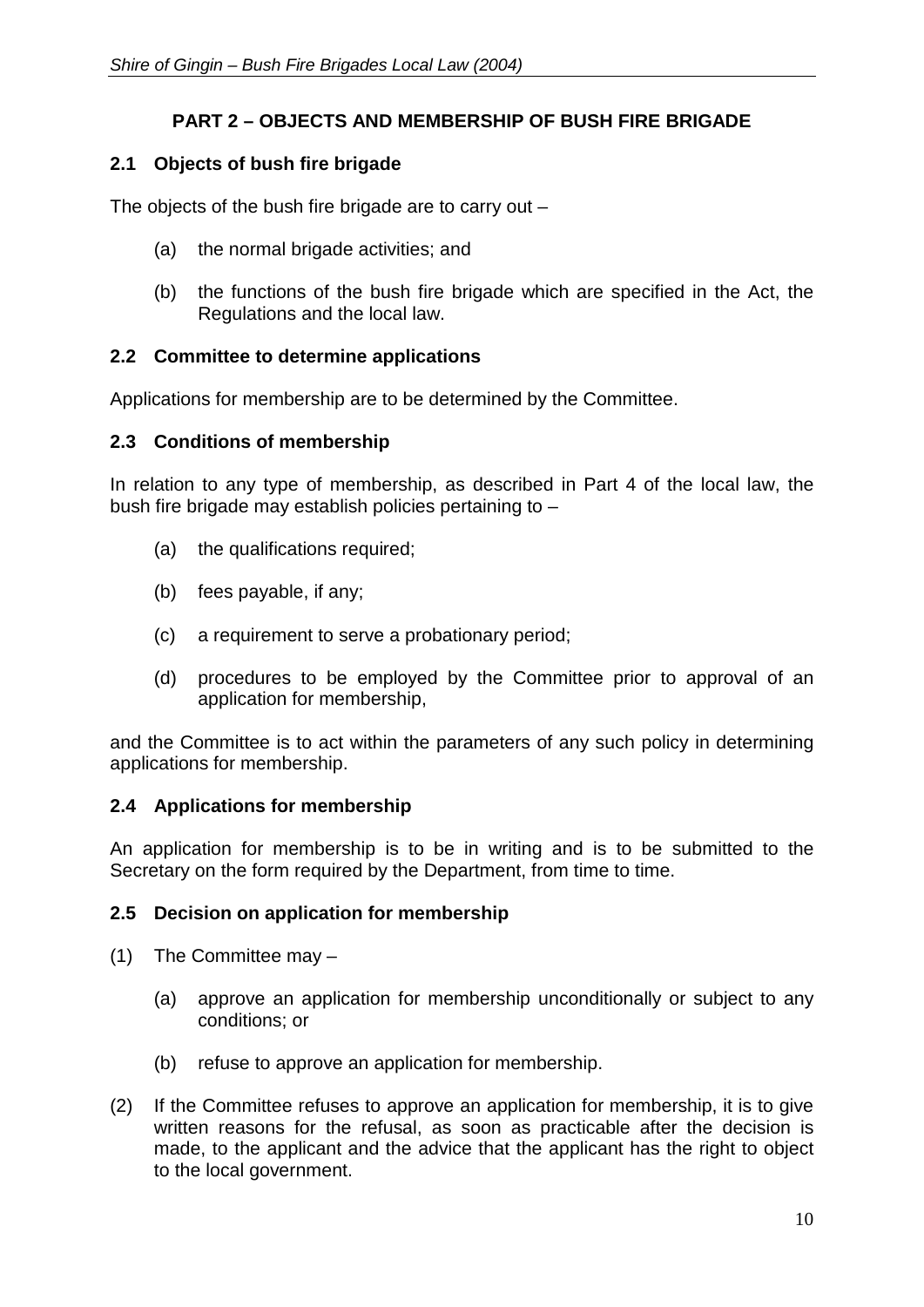## PART 2 – OBJECTS AND MEMBERSHIP OF BUSH FIRE BRIGADE

### 2.1 Objects of bush fire brigade

The objects of the bush fire brigade are to carry out –

(a) the normal brigade activities; and

(b) the functions of the bush fire brigade which are specified in the Act, the Regulations and the local law.

### 2.2 Committee to determine applications

Applications for membership are to be determined by the Committee.

### 2.3 Conditions of membership

In relation to any type of membership, as described in Part 4 of the local law, the bush fire brigade may establish policies pertaining to –

(a) the qualifications required;

(b) fees payable, if any;

(c) a requirement to serve a probationary period;

(d) procedures to be employed by the Committee prior to approval of an application for membership,

and the Committee is to act within the parameters of any such policy in determining applications for membership.

### 2.4 Applications for membership

An application for membership is to be in writing and is to be submitted to the Secretary on the form required by the Department, from time to time.

### 2.5 Decision on application for membership

(1) The Committee may –

(a) approve an application for membership unconditionally or subject to any conditions; or

(b) refuse to approve an application for membership.

(2) If the Committee refuses to approve an application for membership, it is to give written reasons for the refusal, as soon as practicable after the decision is made, to the applicant and the advice that the applicant has the right to object to the local government.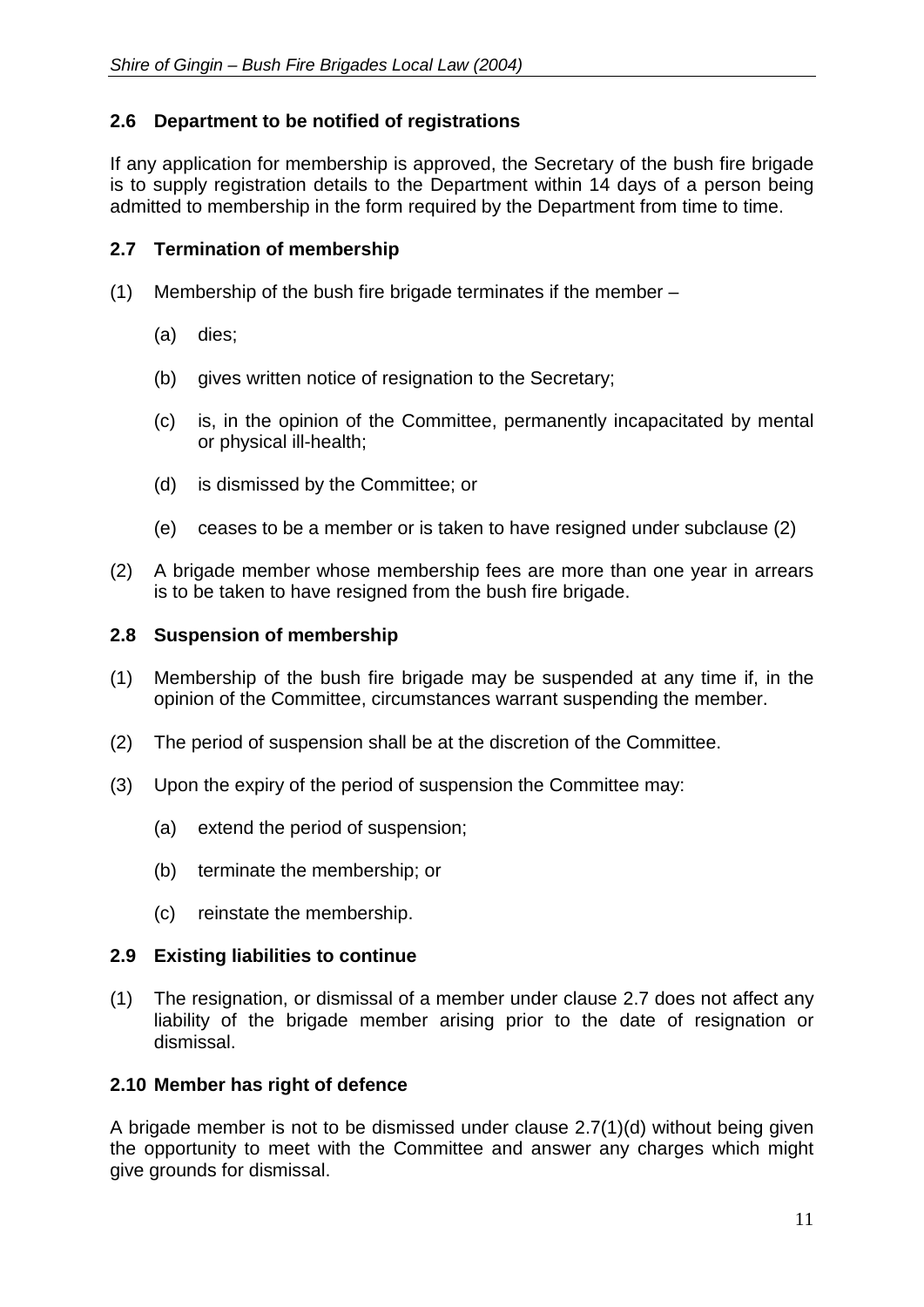### 2.6 Department to be notified of registrations

If any application for membership is approved, the Secretary of the bush fire brigade is to supply registration details to the Department within 14 days of a person being admitted to membership in the form required by the Department from time to time.

### 2.7 Termination of membership

(1) Membership of the bush fire brigade terminates if the member –

(a) dies;

(b) gives written notice of resignation to the Secretary;

(c) is, in the opinion of the Committee, permanently incapacitated by mental or physical ill-health;

(d) is dismissed by the Committee; or

(e) ceases to be a member or is taken to have resigned under subclause (2)

(2) A brigade member whose membership fees are more than one year in arrears is to be taken to have resigned from the bush fire brigade.

### 2.8 Suspension of membership

(1) Membership of the bush fire brigade may be suspended at any time if, in the opinion of the Committee, circumstances warrant suspending the member.

(2) The period of suspension shall be at the discretion of the Committee.

(3) Upon the expiry of the period of suspension the Committee may:

(a) extend the period of suspension;

(b) terminate the membership; or

(c) reinstate the membership.

### 2.9 Existing liabilities to continue

(1) The resignation, or dismissal of a member under clause 2.7 does not affect any liability of the brigade member arising prior to the date of resignation or dismissal.

### 2.10 Member has right of defence

A brigade member is not to be dismissed under clause 2.7(1)(d) without being given the opportunity to meet with the Committee and answer any charges which might give grounds for dismissal.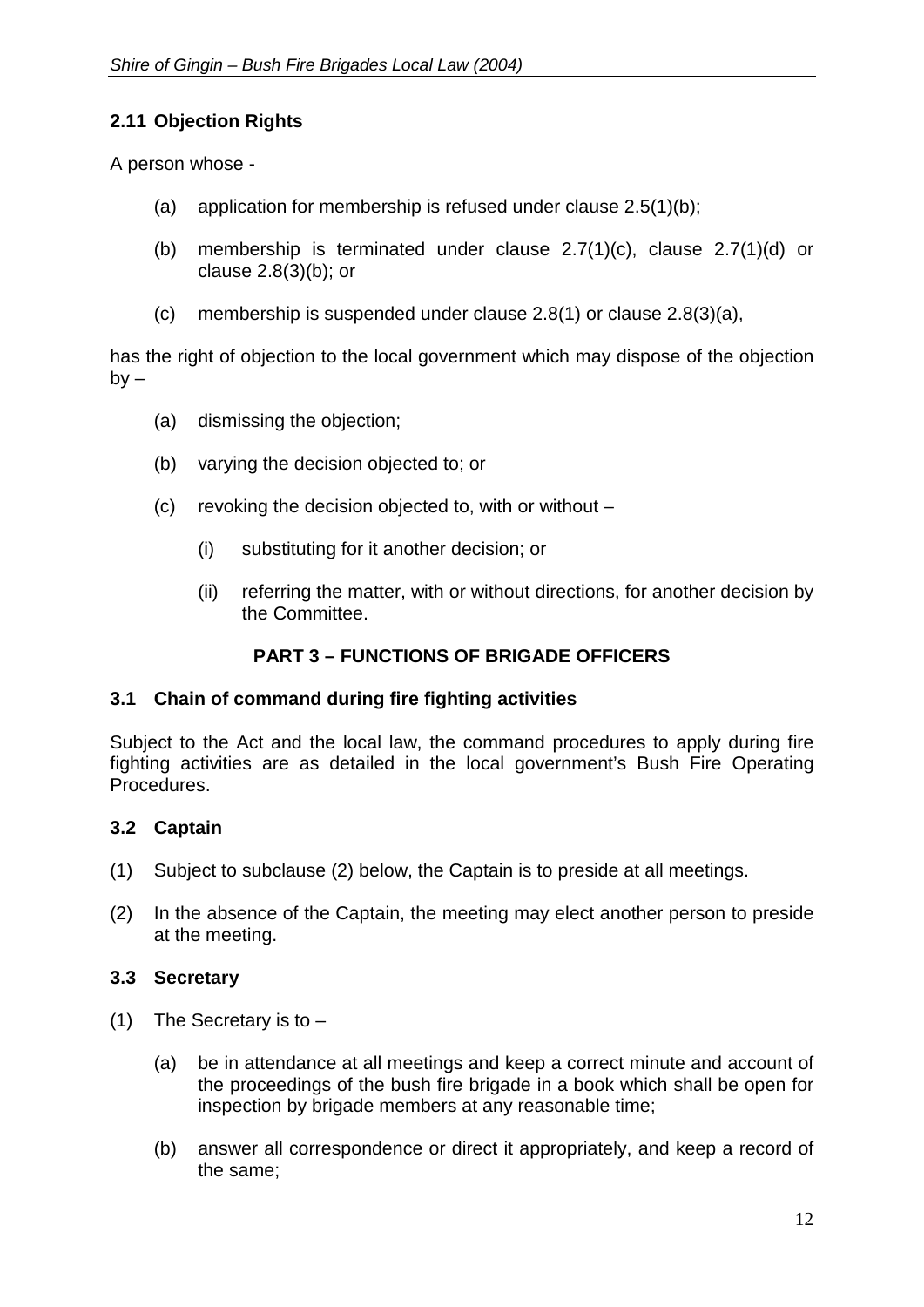### 2.11 Objection Rights

A person whose -

(a) application for membership is refused under clause 2.5(1)(b);

(b) membership is terminated under clause 2.7(1)(c), clause 2.7(1)(d) or clause 2.8(3)(b); or

(c) membership is suspended under clause 2.8(1) or clause 2.8(3)(a),

has the right of objection to the local government which may dispose of the objection by –

(a) dismissing the objection;

(b) varying the decision objected to; or

(c) revoking the decision objected to, with or without –

   (i) substituting for it another decision; or

   (ii) referring the matter, with or without directions, for another decision by the Committee.

## PART 3 – FUNCTIONS OF BRIGADE OFFICERS

### 3.1 Chain of command during fire fighting activities

Subject to the Act and the local law, the command procedures to apply during fire fighting activities are as detailed in the local government's Bush Fire Operating Procedures.

### 3.2 Captain

(1) Subject to subclause (2) below, the Captain is to preside at all meetings.

(2) In the absence of the Captain, the meeting may elect another person to preside at the meeting.

### 3.3 Secretary

(1) The Secretary is to –

   (a) be in attendance at all meetings and keep a correct minute and account of the proceedings of the bush fire brigade in a book which shall be open for inspection by brigade members at any reasonable time;

   (b) answer all correspondence or direct it appropriately, and keep a record of the same;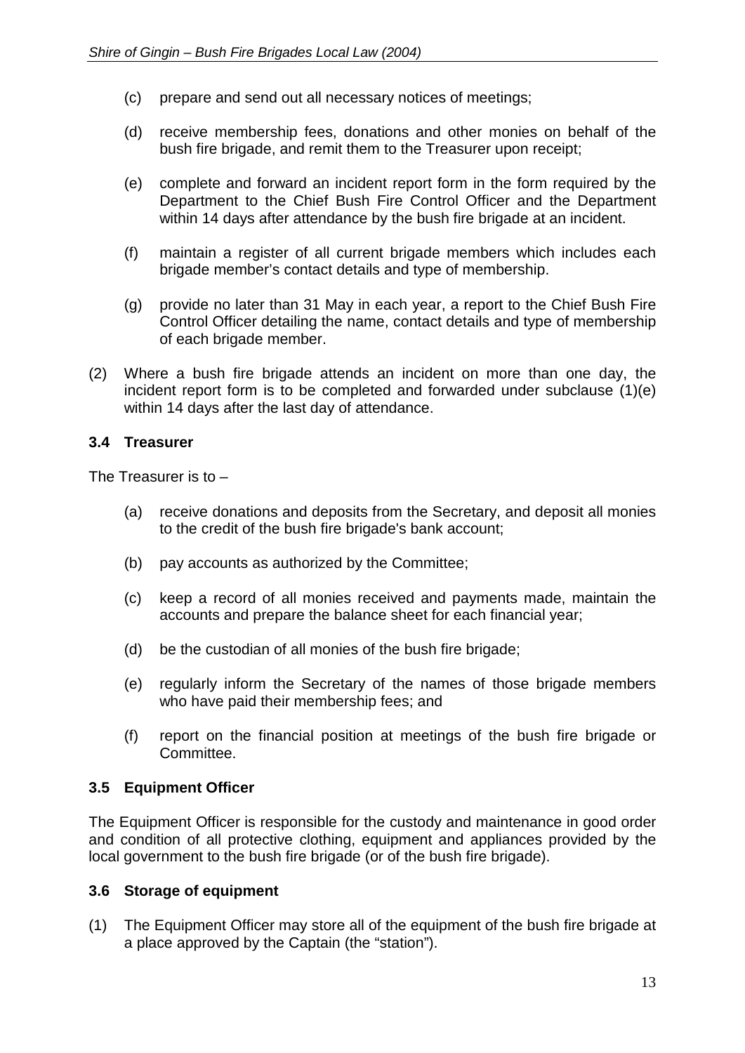(c) prepare and send out all necessary notices of meetings;

(d) receive membership fees, donations and other monies on behalf of the bush fire brigade, and remit them to the Treasurer upon receipt;

(e) complete and forward an incident report form in the form required by the Department to the Chief Bush Fire Control Officer and the Department within 14 days after attendance by the bush fire brigade at an incident.

(f) maintain a register of all current brigade members which includes each brigade member's contact details and type of membership.

(g) provide no later than 31 May in each year, a report to the Chief Bush Fire Control Officer detailing the name, contact details and type of membership of each brigade member.

(2) Where a bush fire brigade attends an incident on more than one day, the incident report form is to be completed and forwarded under subclause (1)(e) within 14 days after the last day of attendance.

### 3.4 Treasurer

The Treasurer is to –

(a) receive donations and deposits from the Secretary, and deposit all monies to the credit of the bush fire brigade's bank account;

(b) pay accounts as authorized by the Committee;

(c) keep a record of all monies received and payments made, maintain the accounts and prepare the balance sheet for each financial year;

(d) be the custodian of all monies of the bush fire brigade;

(e) regularly inform the Secretary of the names of those brigade members who have paid their membership fees; and

(f) report on the financial position at meetings of the bush fire brigade or Committee.

### 3.5 Equipment Officer

The Equipment Officer is responsible for the custody and maintenance in good order and condition of all protective clothing, equipment and appliances provided by the local government to the bush fire brigade (or of the bush fire brigade).

### 3.6 Storage of equipment

(1) The Equipment Officer may store all of the equipment of the bush fire brigade at a place approved by the Captain (the "station").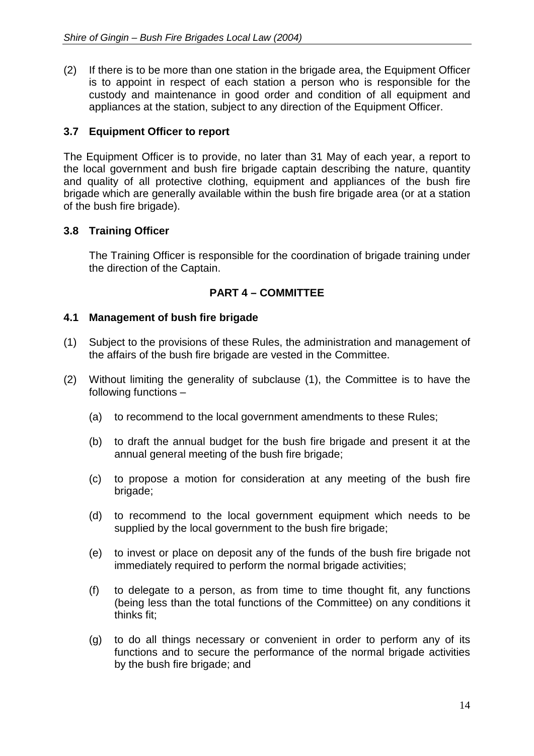(2) If there is to be more than one station in the brigade area, the Equipment Officer is to appoint in respect of each station a person who is responsible for the custody and maintenance in good order and condition of all equipment and appliances at the station, subject to any direction of the Equipment Officer.

### 3.7 Equipment Officer to report

The Equipment Officer is to provide, no later than 31 May of each year, a report to the local government and bush fire brigade captain describing the nature, quantity and quality of all protective clothing, equipment and appliances of the bush fire brigade which are generally available within the bush fire brigade area (or at a station of the bush fire brigade).

### 3.8 Training Officer

The Training Officer is responsible for the coordination of brigade training under the direction of the Captain.

## PART 4 – COMMITTEE

### 4.1 Management of bush fire brigade

(1) Subject to the provisions of these Rules, the administration and management of the affairs of the bush fire brigade are vested in the Committee.

(2) Without limiting the generality of subclause (1), the Committee is to have the following functions –

(a) to recommend to the local government amendments to these Rules;

(b) to draft the annual budget for the bush fire brigade and present it at the annual general meeting of the bush fire brigade;

(c) to propose a motion for consideration at any meeting of the bush fire brigade;

(d) to recommend to the local government equipment which needs to be supplied by the local government to the bush fire brigade;

(e) to invest or place on deposit any of the funds of the bush fire brigade not immediately required to perform the normal brigade activities;

(f) to delegate to a person, as from time to time thought fit, any functions (being less than the total functions of the Committee) on any conditions it thinks fit;

(g) to do all things necessary or convenient in order to perform any of its functions and to secure the performance of the normal brigade activities by the bush fire brigade; and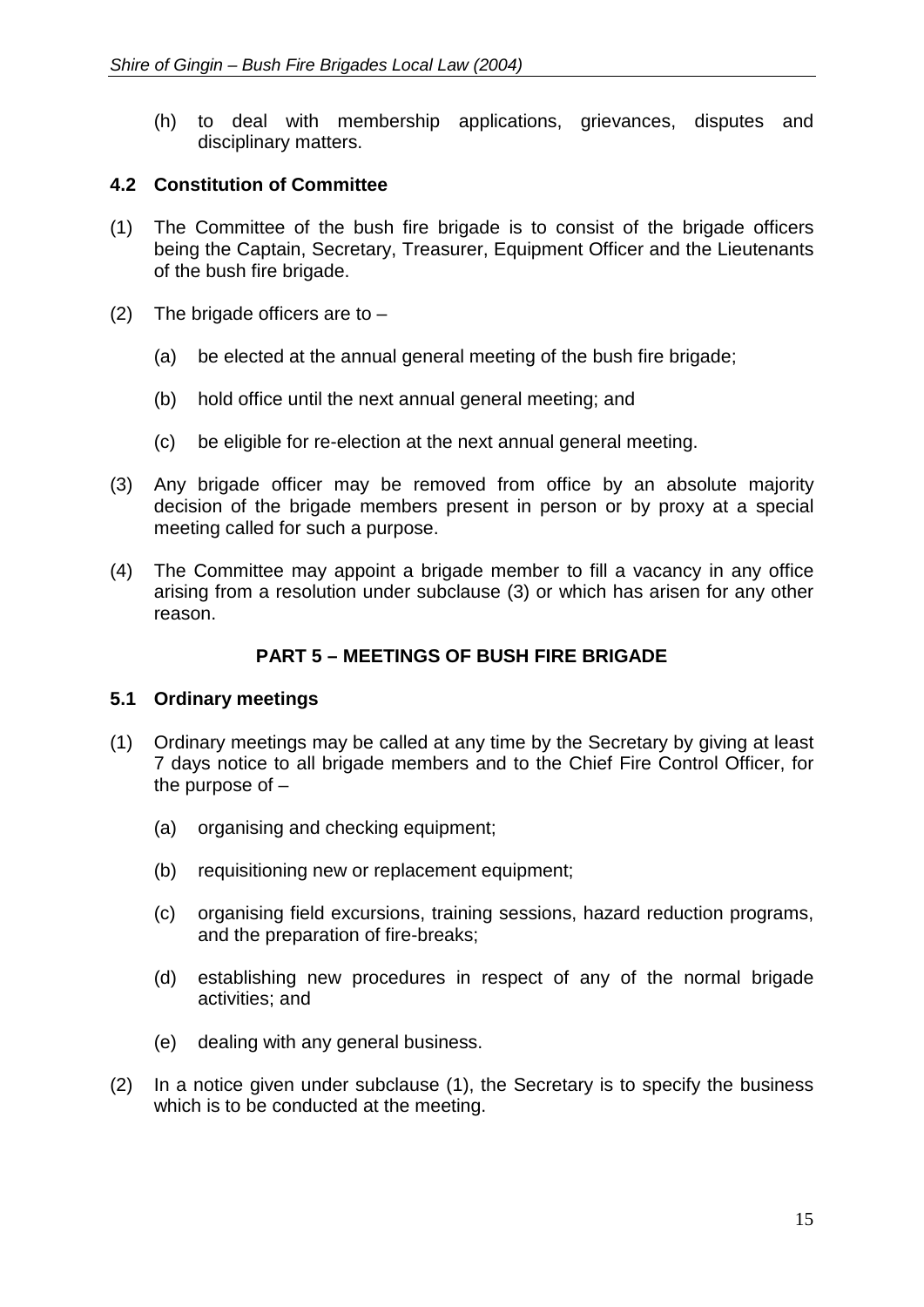(h) to deal with membership applications, grievances, disputes and disciplinary matters.

### 4.2 Constitution of Committee

(1) The Committee of the bush fire brigade is to consist of the brigade officers being the Captain, Secretary, Treasurer, Equipment Officer and the Lieutenants of the bush fire brigade.

(2) The brigade officers are to –

  (a) be elected at the annual general meeting of the bush fire brigade;

  (b) hold office until the next annual general meeting; and

  (c) be eligible for re-election at the next annual general meeting.

(3) Any brigade officer may be removed from office by an absolute majority decision of the brigade members present in person or by proxy at a special meeting called for such a purpose.

(4) The Committee may appoint a brigade member to fill a vacancy in any office arising from a resolution under subclause (3) or which has arisen for any other reason.

## PART 5 – MEETINGS OF BUSH FIRE BRIGADE

### 5.1 Ordinary meetings

(1) Ordinary meetings may be called at any time by the Secretary by giving at least 7 days notice to all brigade members and to the Chief Fire Control Officer, for the purpose of –

  (a) organising and checking equipment;

  (b) requisitioning new or replacement equipment;

  (c) organising field excursions, training sessions, hazard reduction programs, and the preparation of fire-breaks;

  (d) establishing new procedures in respect of any of the normal brigade activities; and

  (e) dealing with any general business.

(2) In a notice given under subclause (1), the Secretary is to specify the business which is to be conducted at the meeting.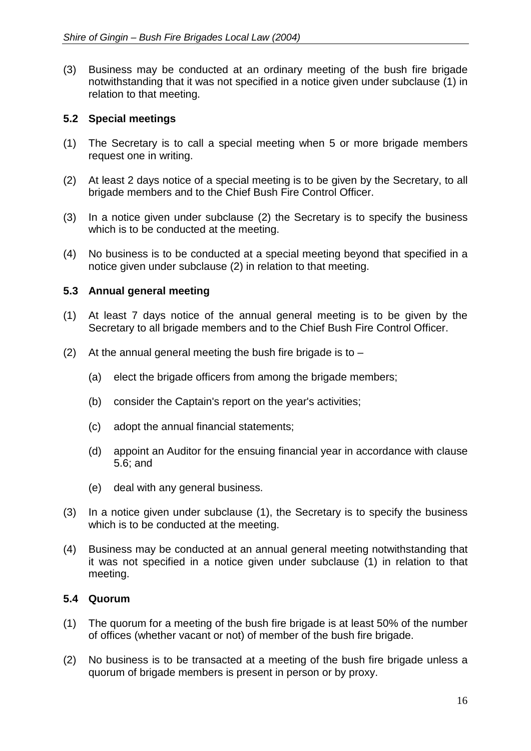(3) Business may be conducted at an ordinary meeting of the bush fire brigade notwithstanding that it was not specified in a notice given under subclause (1) in relation to that meeting.

### 5.2 Special meetings

(1) The Secretary is to call a special meeting when 5 or more brigade members request one in writing.

(2) At least 2 days notice of a special meeting is to be given by the Secretary, to all brigade members and to the Chief Bush Fire Control Officer.

(3) In a notice given under subclause (2) the Secretary is to specify the business which is to be conducted at the meeting.

(4) No business is to be conducted at a special meeting beyond that specified in a notice given under subclause (2) in relation to that meeting.

### 5.3 Annual general meeting

(1) At least 7 days notice of the annual general meeting is to be given by the Secretary to all brigade members and to the Chief Bush Fire Control Officer.

(2) At the annual general meeting the bush fire brigade is to –

   (a) elect the brigade officers from among the brigade members;

   (b) consider the Captain's report on the year's activities;

   (c) adopt the annual financial statements;

   (d) appoint an Auditor for the ensuing financial year in accordance with clause 5.6; and

   (e) deal with any general business.

(3) In a notice given under subclause (1), the Secretary is to specify the business which is to be conducted at the meeting.

(4) Business may be conducted at an annual general meeting notwithstanding that it was not specified in a notice given under subclause (1) in relation to that meeting.

### 5.4 Quorum

(1) The quorum for a meeting of the bush fire brigade is at least 50% of the number of offices (whether vacant or not) of member of the bush fire brigade.

(2) No business is to be transacted at a meeting of the bush fire brigade unless a quorum of brigade members is present in person or by proxy.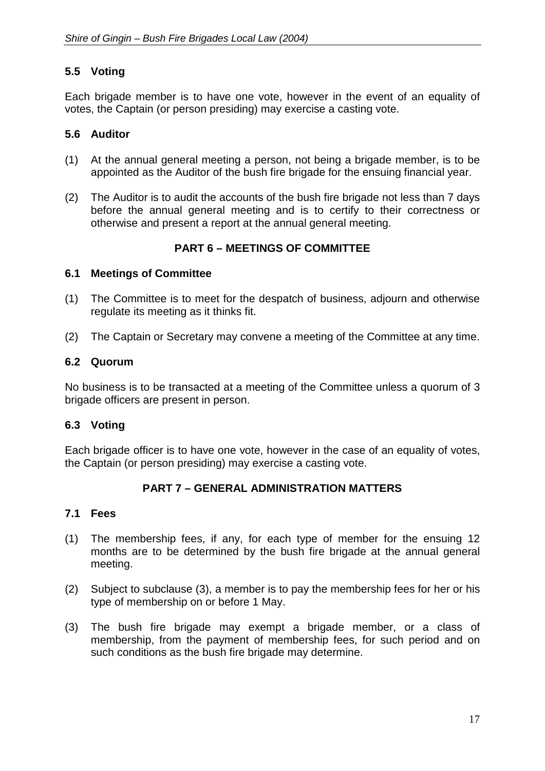### 5.5 Voting

Each brigade member is to have one vote, however in the event of an equality of votes, the Captain (or person presiding) may exercise a casting vote.

### 5.6 Auditor

(1) At the annual general meeting a person, not being a brigade member, is to be appointed as the Auditor of the bush fire brigade for the ensuing financial year.

(2) The Auditor is to audit the accounts of the bush fire brigade not less than 7 days before the annual general meeting and is to certify to their correctness or otherwise and present a report at the annual general meeting.

## PART 6 – MEETINGS OF COMMITTEE

### 6.1 Meetings of Committee

(1) The Committee is to meet for the despatch of business, adjourn and otherwise regulate its meeting as it thinks fit.

(2) The Captain or Secretary may convene a meeting of the Committee at any time.

### 6.2 Quorum

No business is to be transacted at a meeting of the Committee unless a quorum of 3 brigade officers are present in person.

### 6.3 Voting

Each brigade officer is to have one vote, however in the case of an equality of votes, the Captain (or person presiding) may exercise a casting vote.

## PART 7 – GENERAL ADMINISTRATION MATTERS

### 7.1 Fees

(1) The membership fees, if any, for each type of member for the ensuing 12 months are to be determined by the bush fire brigade at the annual general meeting.

(2) Subject to subclause (3), a member is to pay the membership fees for her or his type of membership on or before 1 May.

(3) The bush fire brigade may exempt a brigade member, or a class of membership, from the payment of membership fees, for such period and on such conditions as the bush fire brigade may determine.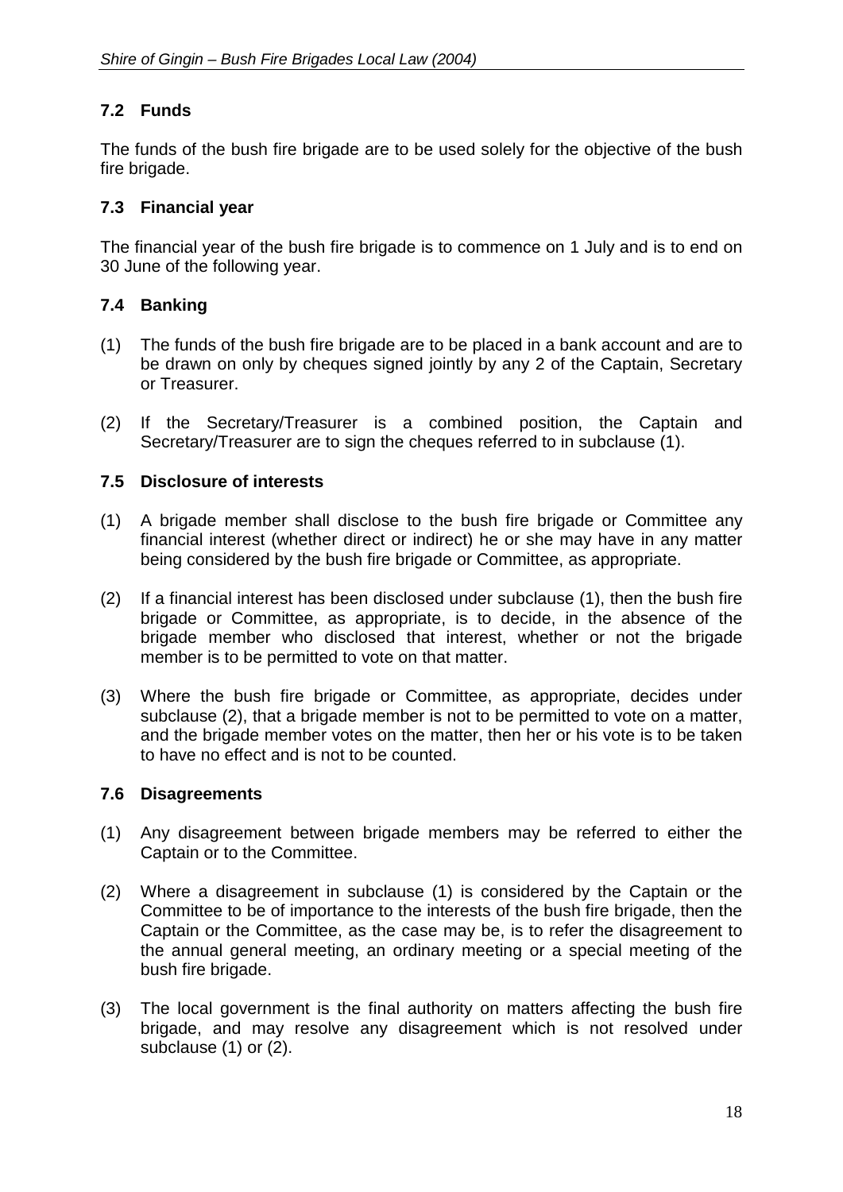### 7.2 Funds

The funds of the bush fire brigade are to be used solely for the objective of the bush fire brigade.

### 7.3 Financial year

The financial year of the bush fire brigade is to commence on 1 July and is to end on 30 June of the following year.

### 7.4 Banking

(1) The funds of the bush fire brigade are to be placed in a bank account and are to be drawn on only by cheques signed jointly by any 2 of the Captain, Secretary or Treasurer.

(2) If the Secretary/Treasurer is a combined position, the Captain and Secretary/Treasurer are to sign the cheques referred to in subclause (1).

### 7.5 Disclosure of interests

(1) A brigade member shall disclose to the bush fire brigade or Committee any financial interest (whether direct or indirect) he or she may have in any matter being considered by the bush fire brigade or Committee, as appropriate.

(2) If a financial interest has been disclosed under subclause (1), then the bush fire brigade or Committee, as appropriate, is to decide, in the absence of the brigade member who disclosed that interest, whether or not the brigade member is to be permitted to vote on that matter.

(3) Where the bush fire brigade or Committee, as appropriate, decides under subclause (2), that a brigade member is not to be permitted to vote on a matter, and the brigade member votes on the matter, then her or his vote is to be taken to have no effect and is not to be counted.

### 7.6 Disagreements

(1) Any disagreement between brigade members may be referred to either the Captain or to the Committee.

(2) Where a disagreement in subclause (1) is considered by the Captain or the Committee to be of importance to the interests of the bush fire brigade, then the Captain or the Committee, as the case may be, is to refer the disagreement to the annual general meeting, an ordinary meeting or a special meeting of the bush fire brigade.

(3) The local government is the final authority on matters affecting the bush fire brigade, and may resolve any disagreement which is not resolved under subclause (1) or (2).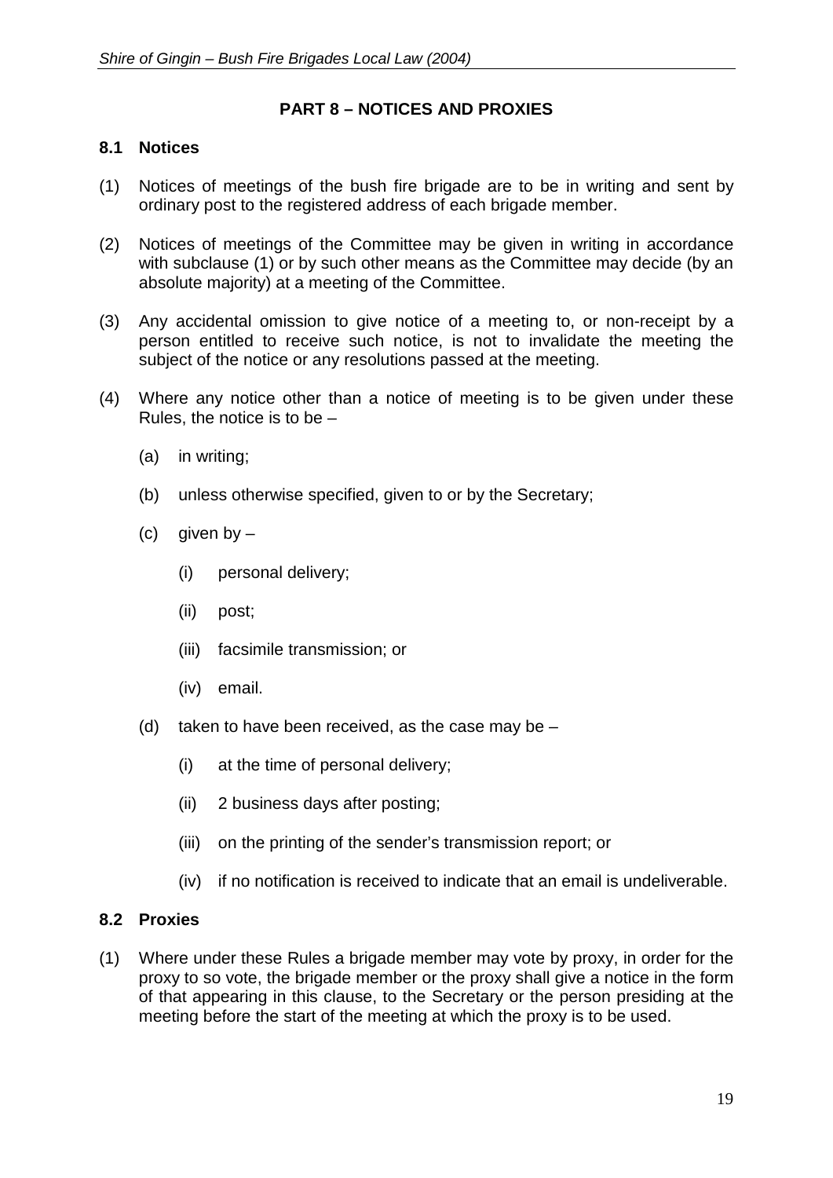## PART 8 – NOTICES AND PROXIES

### 8.1 Notices

(1) Notices of meetings of the bush fire brigade are to be in writing and sent by ordinary post to the registered address of each brigade member.

(2) Notices of meetings of the Committee may be given in writing in accordance with subclause (1) or by such other means as the Committee may decide (by an absolute majority) at a meeting of the Committee.

(3) Any accidental omission to give notice of a meeting to, or non-receipt by a person entitled to receive such notice, is not to invalidate the meeting the subject of the notice or any resolutions passed at the meeting.

(4) Where any notice other than a notice of meeting is to be given under these Rules, the notice is to be –

  (a) in writing;

  (b) unless otherwise specified, given to or by the Secretary;

  (c) given by –

    (i) personal delivery;

    (ii) post;

    (iii) facsimile transmission; or

    (iv) email.

  (d) taken to have been received, as the case may be –

    (i) at the time of personal delivery;

    (ii) 2 business days after posting;

    (iii) on the printing of the sender's transmission report; or

    (iv) if no notification is received to indicate that an email is undeliverable.

### 8.2 Proxies

(1) Where under these Rules a brigade member may vote by proxy, in order for the proxy to so vote, the brigade member or the proxy shall give a notice in the form of that appearing in this clause, to the Secretary or the person presiding at the meeting before the start of the meeting at which the proxy is to be used.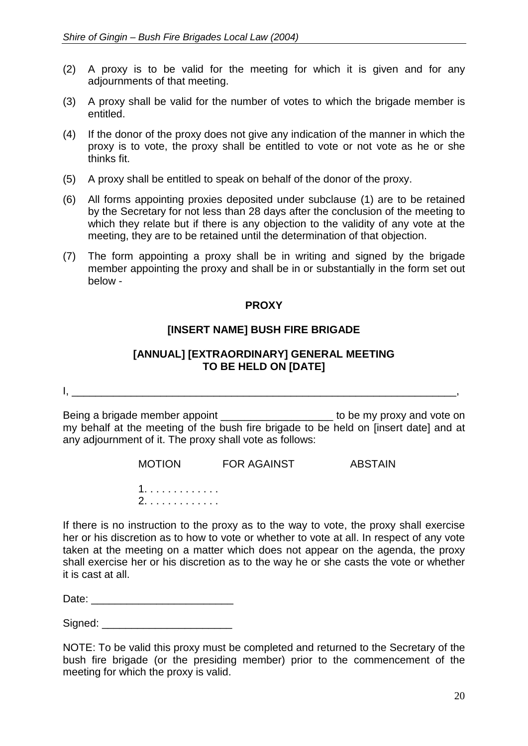(2) A proxy is to be valid for the meeting for which it is given and for any adjournments of that meeting.

(3) A proxy shall be valid for the number of votes to which the brigade member is entitled.

(4) If the donor of the proxy does not give any indication of the manner in which the proxy is to vote, the proxy shall be entitled to vote or not vote as he or she thinks fit.

(5) A proxy shall be entitled to speak on behalf of the donor of the proxy.

(6) All forms appointing proxies deposited under subclause (1) are to be retained by the Secretary for not less than 28 days after the conclusion of the meeting to which they relate but if there is any objection to the validity of any vote at the meeting, they are to be retained until the determination of that objection.

(7) The form appointing a proxy shall be in writing and signed by the brigade member appointing the proxy and shall be in or substantially in the form set out below -

**PROXY**

**[INSERT NAME] BUSH FIRE BRIGADE**

**[ANNUAL] [EXTRAORDINARY] GENERAL MEETING TO BE HELD ON [DATE]**

I, ___________________________________________________________________,

Being a brigade member appoint ___________________ to be my proxy and vote on my behalf at the meeting of the bush fire brigade to be held on [insert date] and at any adjournment of it. The proxy shall vote as follows:

| MOTION | FOR AGAINST | ABSTAIN |
|---|---|---|
| 1. . . . . . . . . . . . . | | |
| 2. . . . . . . . . . . . . | | |

If there is no instruction to the proxy as to the way to vote, the proxy shall exercise her or his discretion as to how to vote or whether to vote at all. In respect of any vote taken at the meeting on a matter which does not appear on the agenda, the proxy shall exercise her or his discretion as to the way he or she casts the vote or whether it is cast at all.

Date: ________________________

Signed: ______________________

NOTE: To be valid this proxy must be completed and returned to the Secretary of the bush fire brigade (or the presiding member) prior to the commencement of the meeting for which the proxy is valid.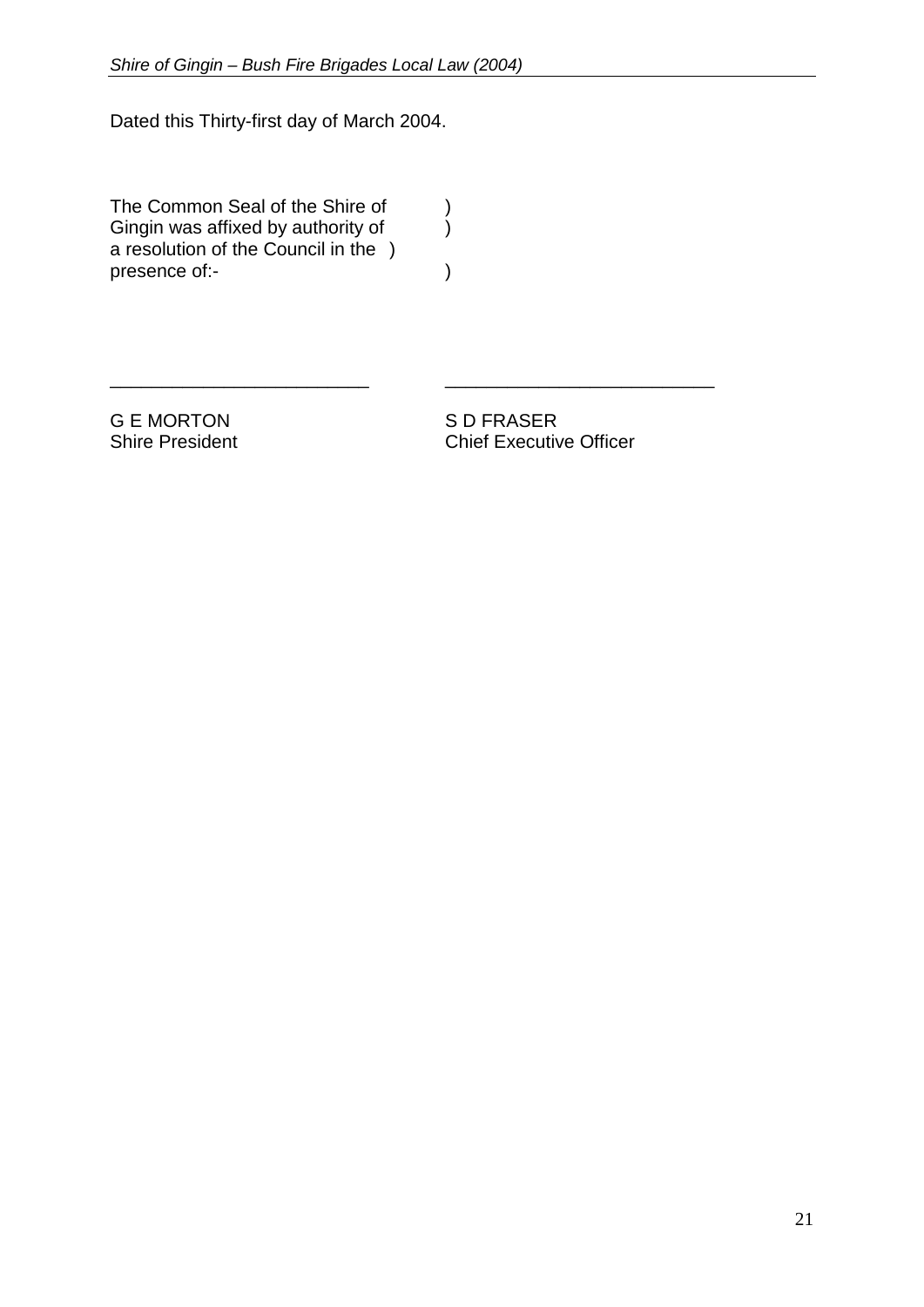Dated this Thirty-first day of March 2004.

The Common Seal of the Shire of )
Gingin was affixed by authority of )
a resolution of the Council in the )
presence of:- )

\_\_\_\_\_\_\_\_\_\_\_\_\_\_\_\_\_\_\_\_\_\_\_\_\_ \_\_\_\_\_\_\_\_\_\_\_\_\_\_\_\_\_\_\_\_\_\_\_\_\_\_

G E MORTON
Shire President

S D FRASER
Chief Executive Officer